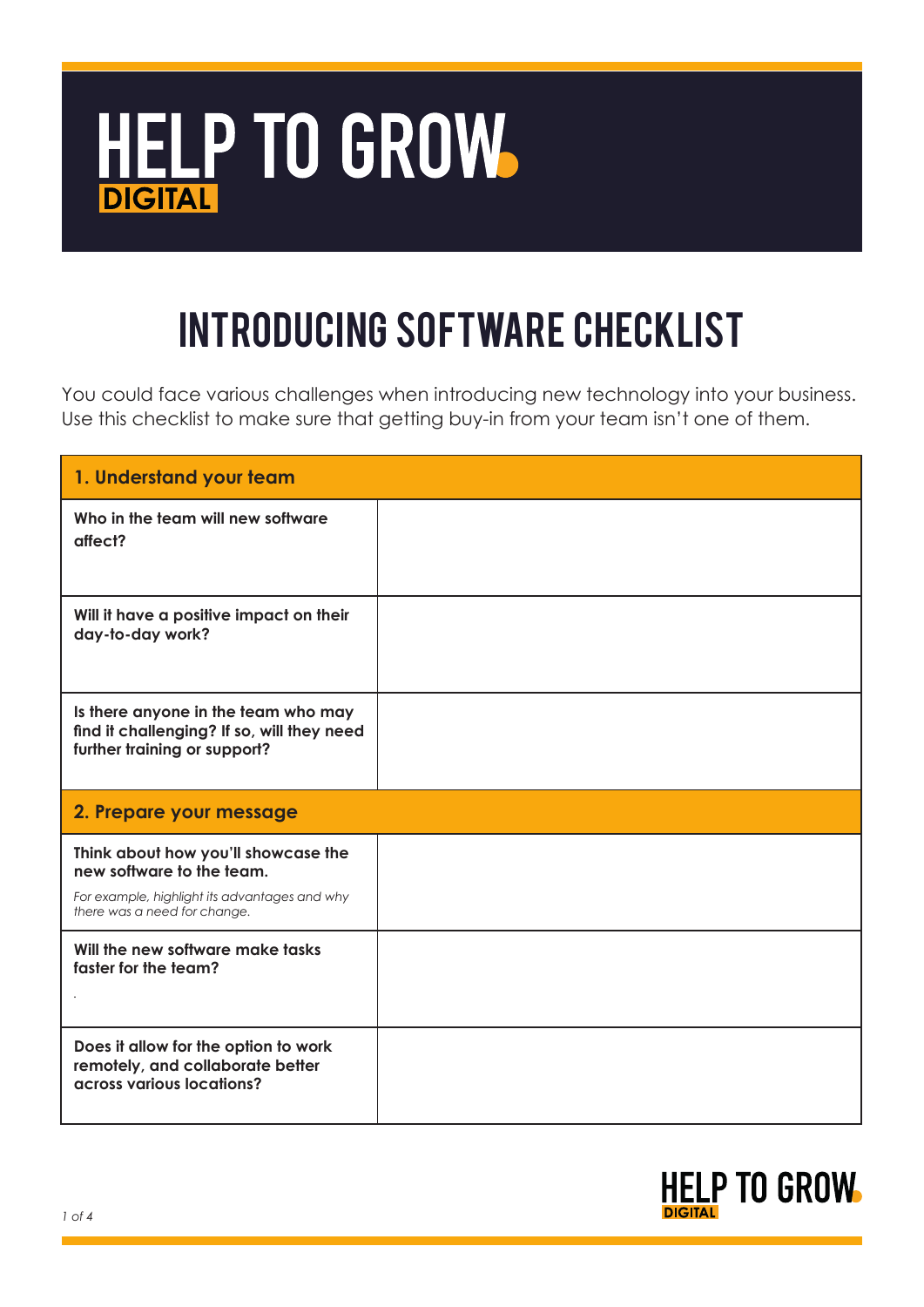# HELP TO GROW DIGITAL

## INTRODUCING SOFTWARE CHECKLIST

You could face various challenges when introducing new technology into your business. Use this checklist to make sure that getting buy-in from your team isn't one of them.

| **1. Understand your team** | |
|---|---|
| **Who in the team will new software affect?** | |
| **Will it have a positive impact on their day-to-day work?** | |
| **Is there anyone in the team who may find it challenging? If so, will they need further training or support?** | |
| **2. Prepare your message** | |
| **Think about how you'll showcase the new software to the team.** *For example, highlight its advantages and why there was a need for change.* | |
| **Will the new software make tasks faster for the team?** | |
| **Does it allow for the option to work remotely, and collaborate better across various locations?** | |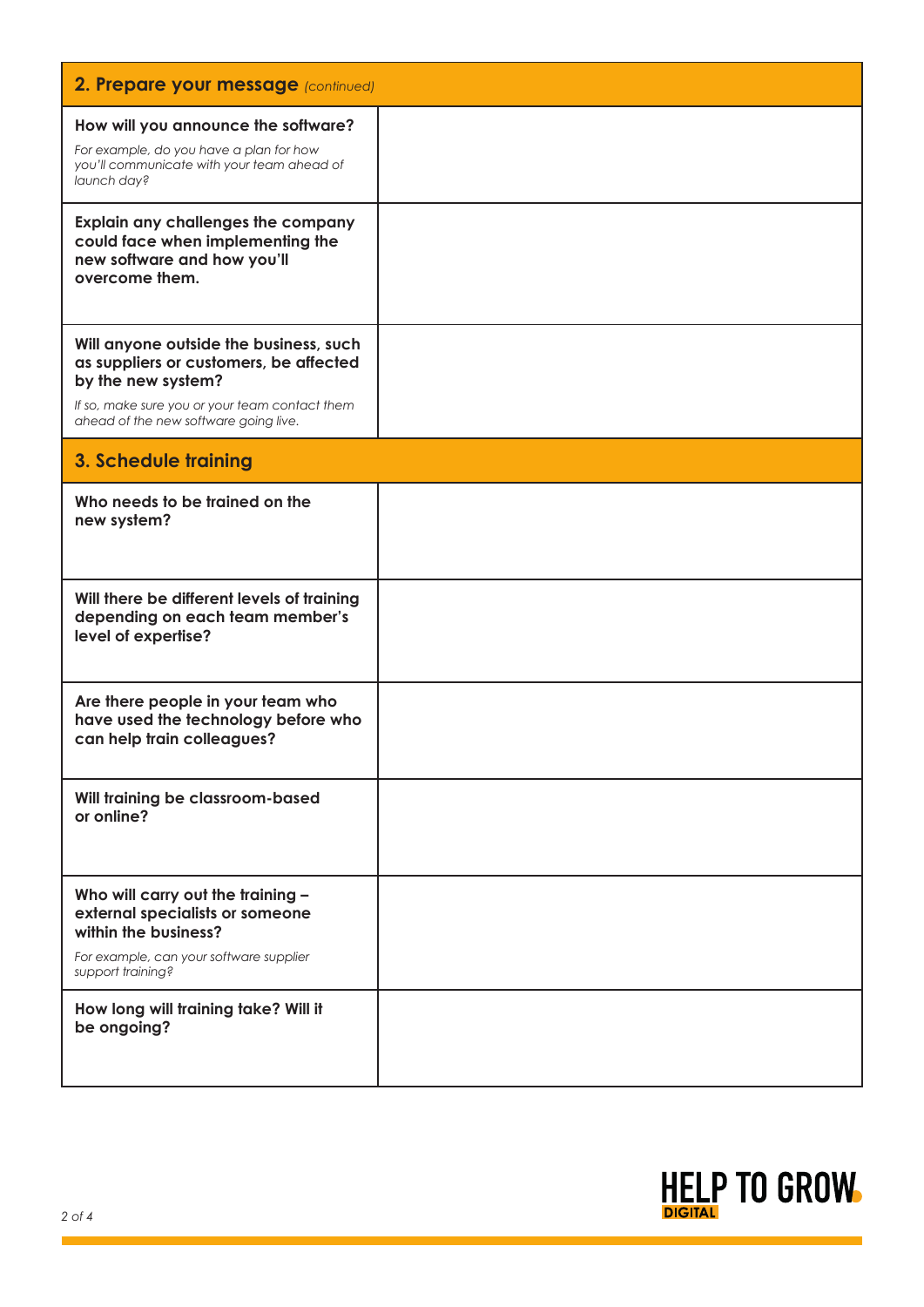| 2. Prepare your message *(continued)* | |
|---|---|
| **How will you announce the software?**<br>*For example, do you have a plan for how you'll communicate with your team ahead of launch day?* | |
| **Explain any challenges the company could face when implementing the new software and how you'll overcome them.** | |
| **Will anyone outside the business, such as suppliers or customers, be affected by the new system?**<br>*If so, make sure you or your team contact them ahead of the new software going live.* | |

| 3. Schedule training | |
|---|---|
| **Who needs to be trained on the new system?** | |
| **Will there be different levels of training depending on each team member's level of expertise?** | |
| **Are there people in your team who have used the technology before who can help train colleagues?** | |
| **Will training be classroom-based or online?** | |
| **Who will carry out the training – external specialists or someone within the business?**<br>*For example, can your software supplier support training?* | |
| **How long will training take? Will it be ongoing?** | |

HELP TO GROW DIGITAL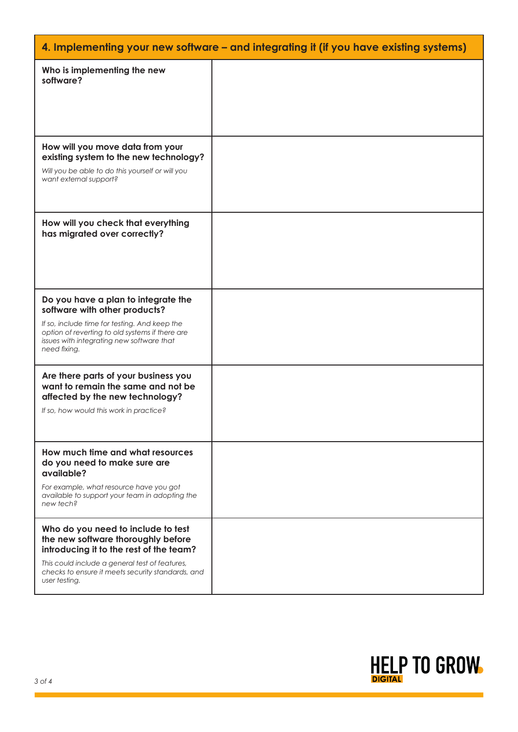## 4. Implementing your new software – and integrating it (if you have existing systems)

| | |
|---|---|
| **Who is implementing the new software?** | |
| **How will you move data from your existing system to the new technology?** *Will you be able to do this yourself or will you want external support?* | |
| **How will you check that everything has migrated over correctly?** | |
| **Do you have a plan to integrate the software with other products?** *If so, include time for testing. And keep the option of reverting to old systems if there are issues with integrating new software that need fixing.* | |
| **Are there parts of your business you want to remain the same and not be affected by the new technology?** *If so, how would this work in practice?* | |
| **How much time and what resources do you need to make sure are available?** *For example, what resource have you got available to support your team in adopting the new tech?* | |
| **Who do you need to include to test the new software thoroughly before introducing it to the rest of the team?** *This could include a general test of features, checks to ensure it meets security standards, and user testing.* | |

HELP TO GROW DIGITAL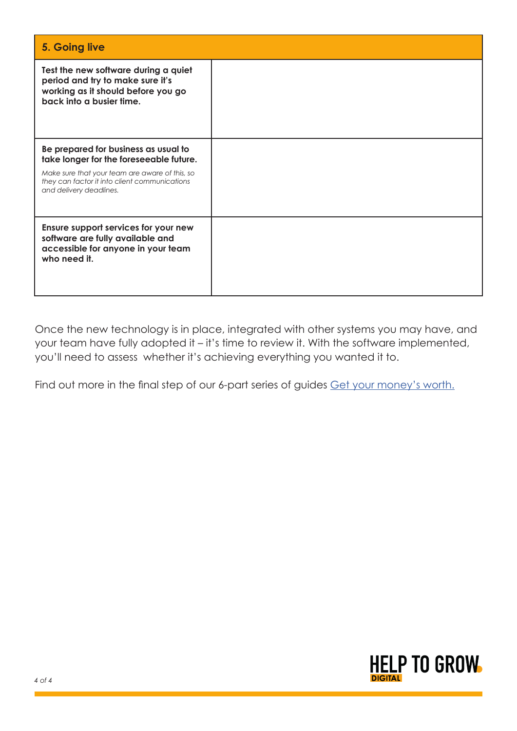| 5. Going live | |
|---|---|
| **Test the new software during a quiet period and try to make sure it's working as it should before you go back into a busier time.** | |
| **Be prepared for business as usual to take longer for the foreseeable future.** *Make sure that your team are aware of this, so they can factor it into client communications and delivery deadlines.* | |
| **Ensure support services for your new software are fully available and accessible for anyone in your team who need it.** | |

Once the new technology is in place, integrated with other systems you may have, and your team have fully adopted it – it's time to review it. With the software implemented, you'll need to assess whether it's achieving everything you wanted it to.

Find out more in the final step of our 6-part series of guides [Get your money's worth.]()

HELP TO GROW DIGITAL